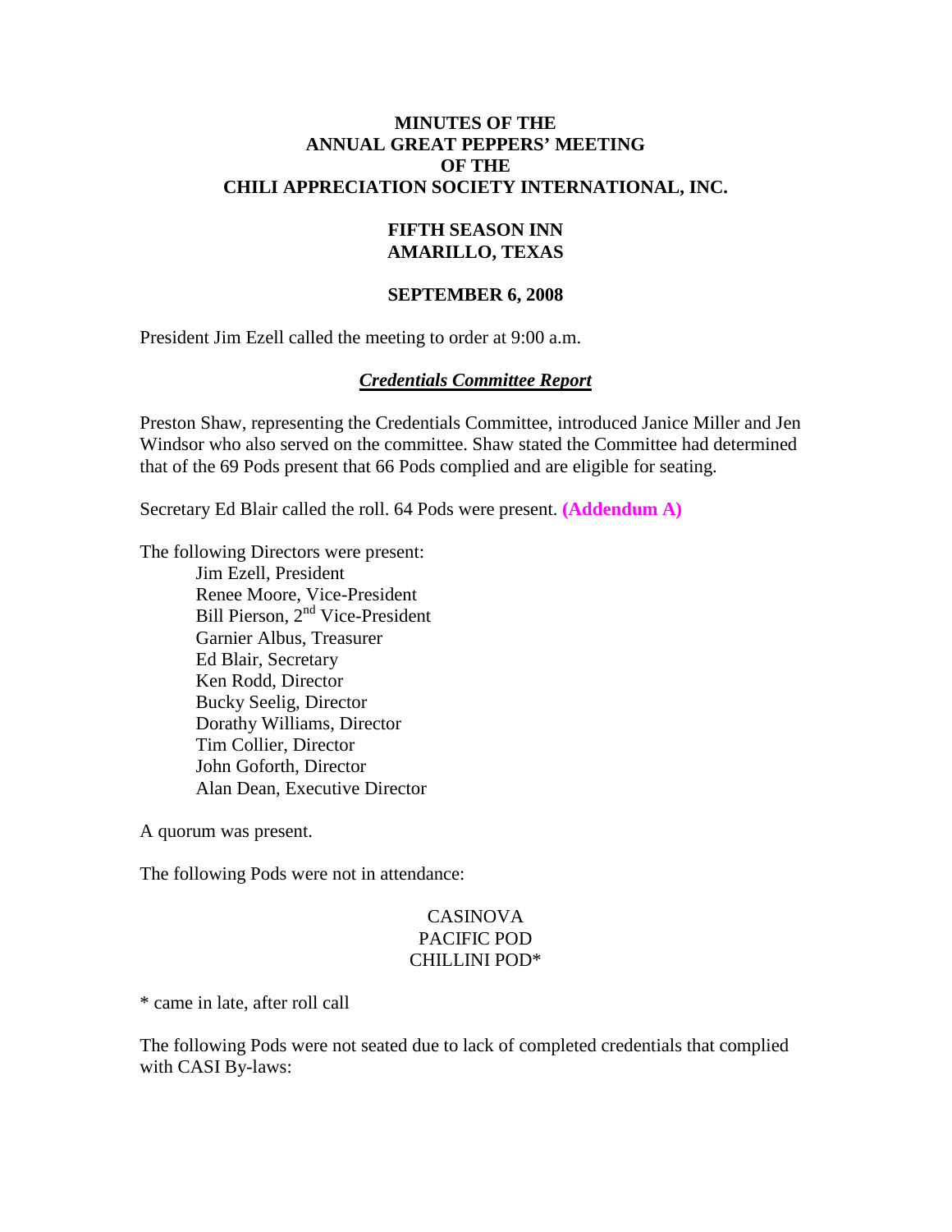**MINUTES OF THE**
**ANNUAL GREAT PEPPERS' MEETING**
**OF THE**
**CHILI APPRECIATION SOCIETY INTERNATIONAL, INC.**

**FIFTH SEASON INN**
**AMARILLO, TEXAS**

**SEPTEMBER 6, 2008**

President Jim Ezell called the meeting to order at 9:00 a.m.

***Credentials Committee Report***

Preston Shaw, representing the Credentials Committee, introduced Janice Miller and Jen Windsor who also served on the committee. Shaw stated the Committee had determined that of the 69 Pods present that 66 Pods complied and are eligible for seating.

Secretary Ed Blair called the roll. 64 Pods were present. **(Addendum A)**

The following Directors were present:

- Jim Ezell, President
- Renee Moore, Vice-President
- Bill Pierson, 2nd Vice-President
- Garnier Albus, Treasurer
- Ed Blair, Secretary
- Ken Rodd, Director
- Bucky Seelig, Director
- Dorathy Williams, Director
- Tim Collier, Director
- John Goforth, Director
- Alan Dean, Executive Director

A quorum was present.

The following Pods were not in attendance:

CASINOVA
PACIFIC POD
CHILLINI POD*

* came in late, after roll call

The following Pods were not seated due to lack of completed credentials that complied with CASI By-laws: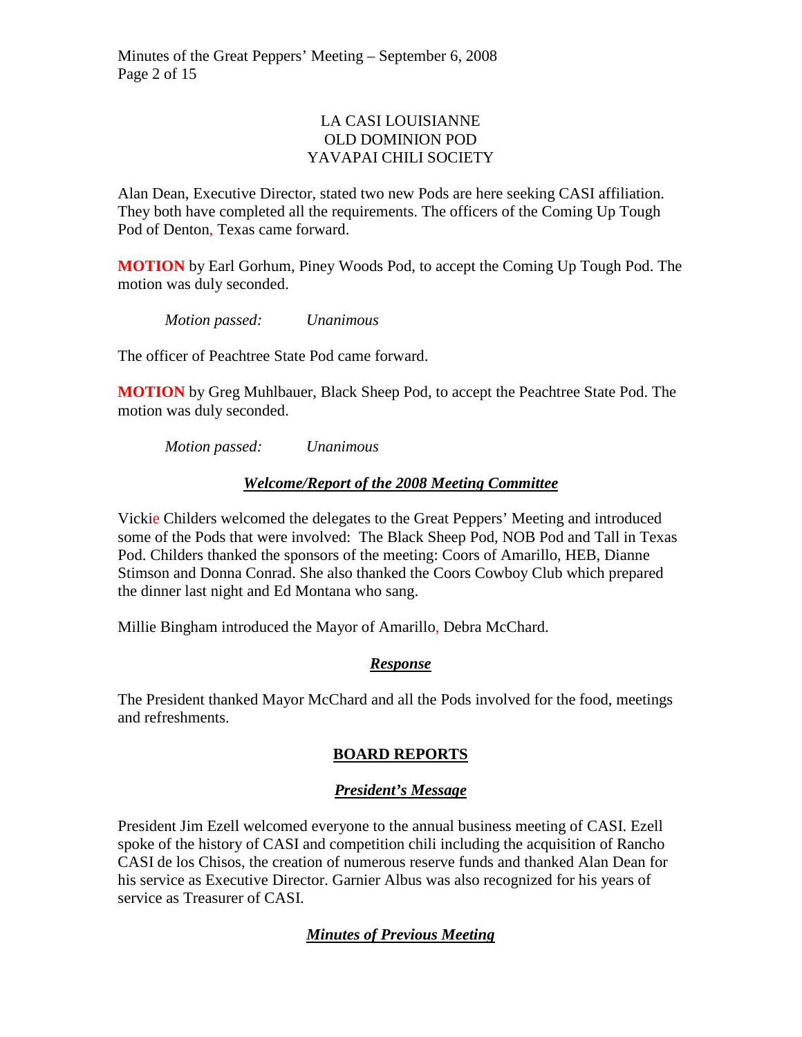LA CASI LOUISIANNE
OLD DOMINION POD
YAVAPAI CHILI SOCIETY

Alan Dean, Executive Director, stated two new Pods are here seeking CASI affiliation. They both have completed all the requirements. The officers of the Coming Up Tough Pod of Denton, Texas came forward.

**MOTION** by Earl Gorhum, Piney Woods Pod, to accept the Coming Up Tough Pod. The motion was duly seconded.

*Motion passed: Unanimous*

The officer of Peachtree State Pod came forward.

**MOTION** by Greg Muhlbauer, Black Sheep Pod, to accept the Peachtree State Pod. The motion was duly seconded.

*Motion passed: Unanimous*

### ***Welcome/Report of the 2008 Meeting Committee***

Vickie Childers welcomed the delegates to the Great Peppers' Meeting and introduced some of the Pods that were involved: The Black Sheep Pod, NOB Pod and Tall in Texas Pod. Childers thanked the sponsors of the meeting: Coors of Amarillo, HEB, Dianne Stimson and Donna Conrad. She also thanked the Coors Cowboy Club which prepared the dinner last night and Ed Montana who sang.

Millie Bingham introduced the Mayor of Amarillo, Debra McChard.

### ***Response***

The President thanked Mayor McChard and all the Pods involved for the food, meetings and refreshments.

## BOARD REPORTS

### ***President's Message***

President Jim Ezell welcomed everyone to the annual business meeting of CASI. Ezell spoke of the history of CASI and competition chili including the acquisition of Rancho CASI de los Chisos, the creation of numerous reserve funds and thanked Alan Dean for his service as Executive Director. Garnier Albus was also recognized for his years of service as Treasurer of CASI.

### ***Minutes of Previous Meeting***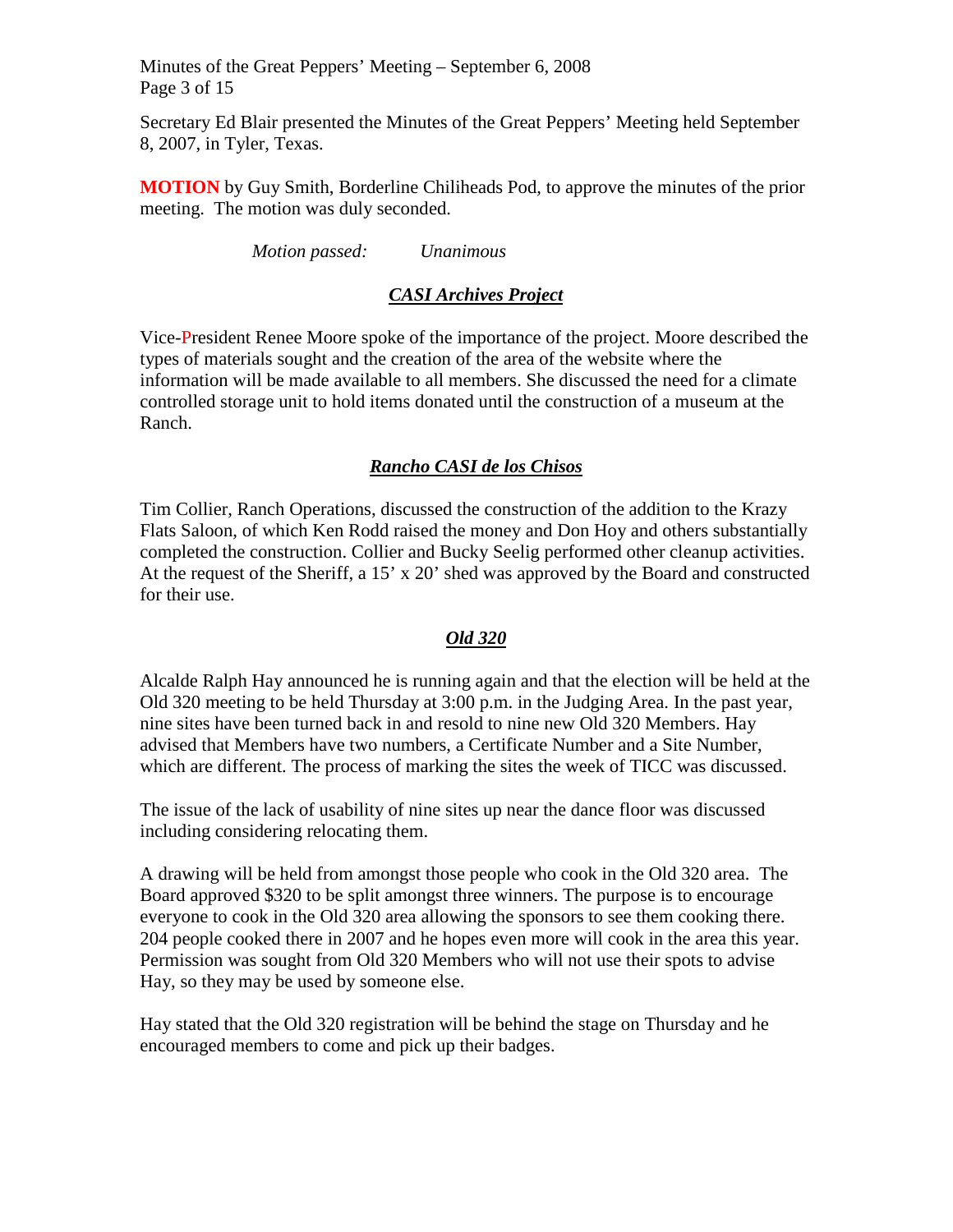Secretary Ed Blair presented the Minutes of the Great Peppers' Meeting held September 8, 2007, in Tyler, Texas.

**MOTION** by Guy Smith, Borderline Chiliheads Pod, to approve the minutes of the prior meeting. The motion was duly seconded.

*Motion passed: Unanimous*

### ***CASI Archives Project***

Vice-President Renee Moore spoke of the importance of the project. Moore described the types of materials sought and the creation of the area of the website where the information will be made available to all members. She discussed the need for a climate controlled storage unit to hold items donated until the construction of a museum at the Ranch.

### ***Rancho CASI de los Chisos***

Tim Collier, Ranch Operations, discussed the construction of the addition to the Krazy Flats Saloon, of which Ken Rodd raised the money and Don Hoy and others substantially completed the construction. Collier and Bucky Seelig performed other cleanup activities. At the request of the Sheriff, a 15' x 20' shed was approved by the Board and constructed for their use.

### ***Old 320***

Alcalde Ralph Hay announced he is running again and that the election will be held at the Old 320 meeting to be held Thursday at 3:00 p.m. in the Judging Area. In the past year, nine sites have been turned back in and resold to nine new Old 320 Members. Hay advised that Members have two numbers, a Certificate Number and a Site Number, which are different. The process of marking the sites the week of TICC was discussed.

The issue of the lack of usability of nine sites up near the dance floor was discussed including considering relocating them.

A drawing will be held from amongst those people who cook in the Old 320 area. The Board approved $320 to be split amongst three winners. The purpose is to encourage everyone to cook in the Old 320 area allowing the sponsors to see them cooking there. 204 people cooked there in 2007 and he hopes even more will cook in the area this year. Permission was sought from Old 320 Members who will not use their spots to advise Hay, so they may be used by someone else.

Hay stated that the Old 320 registration will be behind the stage on Thursday and he encouraged members to come and pick up their badges.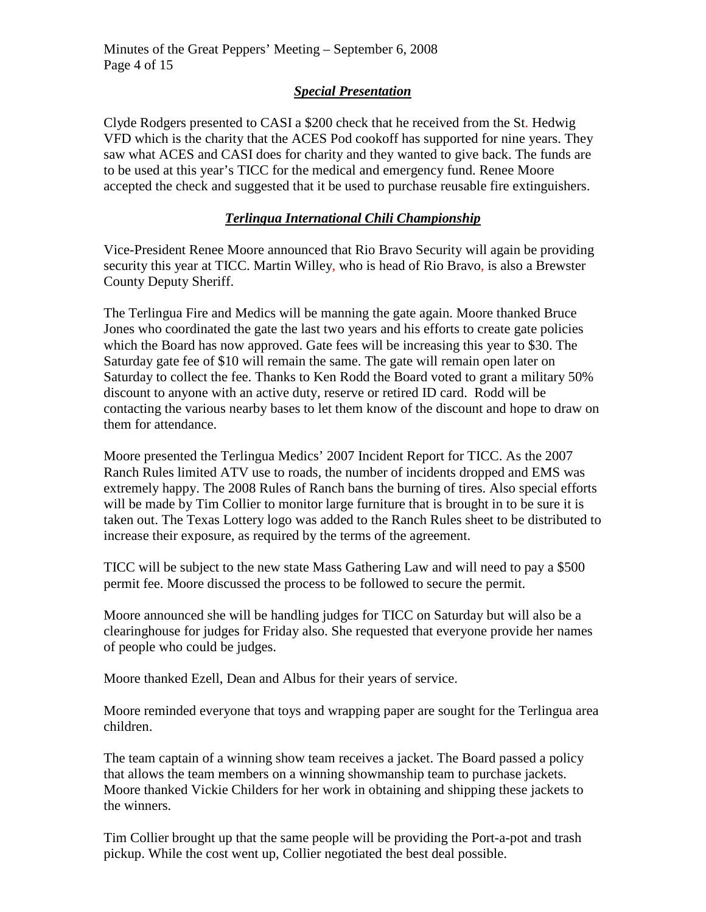## *Special Presentation*

Clyde Rodgers presented to CASI a $200 check that he received from the St. Hedwig VFD which is the charity that the ACES Pod cookoff has supported for nine years. They saw what ACES and CASI does for charity and they wanted to give back. The funds are to be used at this year's TICC for the medical and emergency fund. Renee Moore accepted the check and suggested that it be used to purchase reusable fire extinguishers.

## *Terlingua International Chili Championship*

Vice-President Renee Moore announced that Rio Bravo Security will again be providing security this year at TICC. Martin Willey, who is head of Rio Bravo, is also a Brewster County Deputy Sheriff.

The Terlingua Fire and Medics will be manning the gate again. Moore thanked Bruce Jones who coordinated the gate the last two years and his efforts to create gate policies which the Board has now approved. Gate fees will be increasing this year to $30. The Saturday gate fee of $10 will remain the same. The gate will remain open later on Saturday to collect the fee. Thanks to Ken Rodd the Board voted to grant a military 50% discount to anyone with an active duty, reserve or retired ID card. Rodd will be contacting the various nearby bases to let them know of the discount and hope to draw on them for attendance.

Moore presented the Terlingua Medics' 2007 Incident Report for TICC. As the 2007 Ranch Rules limited ATV use to roads, the number of incidents dropped and EMS was extremely happy. The 2008 Rules of Ranch bans the burning of tires. Also special efforts will be made by Tim Collier to monitor large furniture that is brought in to be sure it is taken out. The Texas Lottery logo was added to the Ranch Rules sheet to be distributed to increase their exposure, as required by the terms of the agreement.

TICC will be subject to the new state Mass Gathering Law and will need to pay a $500 permit fee. Moore discussed the process to be followed to secure the permit.

Moore announced she will be handling judges for TICC on Saturday but will also be a clearinghouse for judges for Friday also. She requested that everyone provide her names of people who could be judges.

Moore thanked Ezell, Dean and Albus for their years of service.

Moore reminded everyone that toys and wrapping paper are sought for the Terlingua area children.

The team captain of a winning show team receives a jacket. The Board passed a policy that allows the team members on a winning showmanship team to purchase jackets. Moore thanked Vickie Childers for her work in obtaining and shipping these jackets to the winners.

Tim Collier brought up that the same people will be providing the Port-a-pot and trash pickup. While the cost went up, Collier negotiated the best deal possible.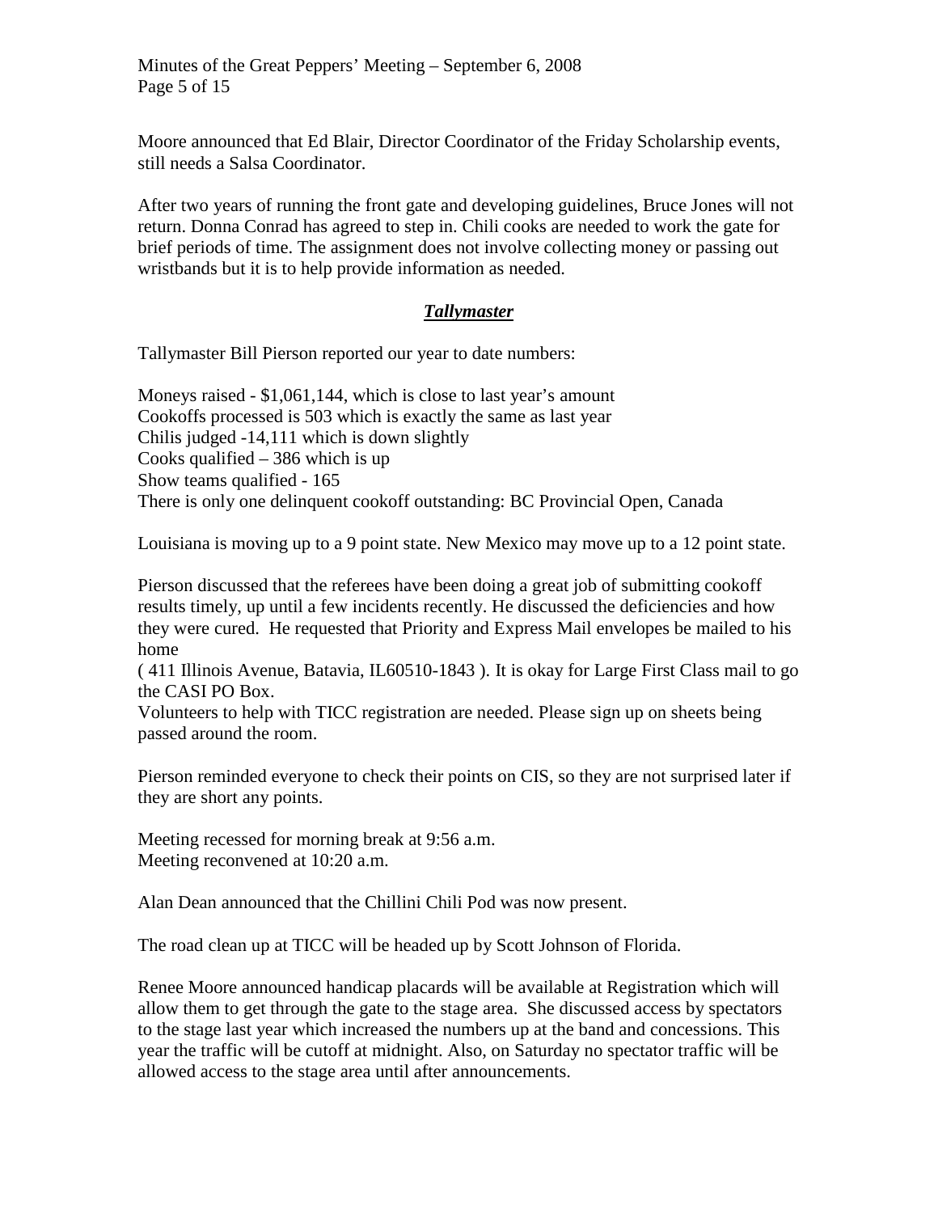Moore announced that Ed Blair, Director Coordinator of the Friday Scholarship events, still needs a Salsa Coordinator.

After two years of running the front gate and developing guidelines, Bruce Jones will not return. Donna Conrad has agreed to step in. Chili cooks are needed to work the gate for brief periods of time. The assignment does not involve collecting money or passing out wristbands but it is to help provide information as needed.

## ***Tallymaster***

Tallymaster Bill Pierson reported our year to date numbers:

Moneys raised - $1,061,144, which is close to last year's amount
Cookoffs processed is 503 which is exactly the same as last year
Chilis judged -14,111 which is down slightly
Cooks qualified – 386 which is up
Show teams qualified - 165
There is only one delinquent cookoff outstanding: BC Provincial Open, Canada

Louisiana is moving up to a 9 point state. New Mexico may move up to a 12 point state.

Pierson discussed that the referees have been doing a great job of submitting cookoff results timely, up until a few incidents recently. He discussed the deficiencies and how they were cured. He requested that Priority and Express Mail envelopes be mailed to his home
( 411 Illinois Avenue, Batavia, IL60510-1843 ). It is okay for Large First Class mail to go the CASI PO Box.
Volunteers to help with TICC registration are needed. Please sign up on sheets being passed around the room.

Pierson reminded everyone to check their points on CIS, so they are not surprised later if they are short any points.

Meeting recessed for morning break at 9:56 a.m.
Meeting reconvened at 10:20 a.m.

Alan Dean announced that the Chillini Chili Pod was now present.

The road clean up at TICC will be headed up by Scott Johnson of Florida.

Renee Moore announced handicap placards will be available at Registration which will allow them to get through the gate to the stage area. She discussed access by spectators to the stage last year which increased the numbers up at the band and concessions. This year the traffic will be cutoff at midnight. Also, on Saturday no spectator traffic will be allowed access to the stage area until after announcements.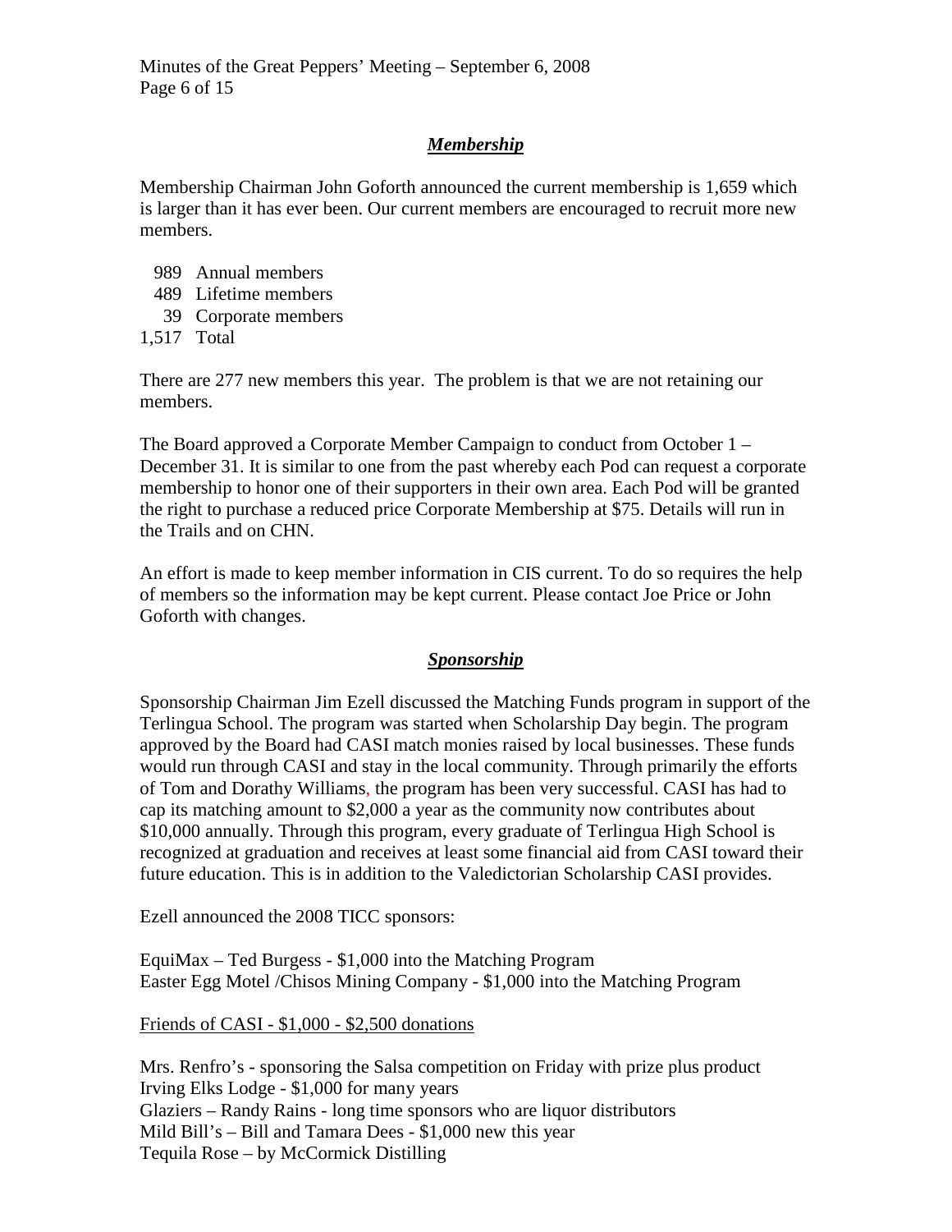## ***Membership***

Membership Chairman John Goforth announced the current membership is 1,659 which is larger than it has ever been. Our current members are encouraged to recruit more new members.

| | |
|---|---|
| 989 | Annual members |
| 489 | Lifetime members |
| 39 | Corporate members |
| 1,517 | Total |

There are 277 new members this year. The problem is that we are not retaining our members.

The Board approved a Corporate Member Campaign to conduct from October 1 – December 31. It is similar to one from the past whereby each Pod can request a corporate membership to honor one of their supporters in their own area. Each Pod will be granted the right to purchase a reduced price Corporate Membership at $75. Details will run in the Trails and on CHN.

An effort is made to keep member information in CIS current. To do so requires the help of members so the information may be kept current. Please contact Joe Price or John Goforth with changes.

## ***Sponsorship***

Sponsorship Chairman Jim Ezell discussed the Matching Funds program in support of the Terlingua School. The program was started when Scholarship Day begin. The program approved by the Board had CASI match monies raised by local businesses. These funds would run through CASI and stay in the local community. Through primarily the efforts of Tom and Dorathy Williams, the program has been very successful. CASI has had to cap its matching amount to $2,000 a year as the community now contributes about $10,000 annually. Through this program, every graduate of Terlingua High School is recognized at graduation and receives at least some financial aid from CASI toward their future education. This is in addition to the Valedictorian Scholarship CASI provides.

Ezell announced the 2008 TICC sponsors:

EquiMax – Ted Burgess - $1,000 into the Matching Program
Easter Egg Motel /Chisos Mining Company - $1,000 into the Matching Program

<u>Friends of CASI - $1,000 - $2,500 donations</u>

Mrs. Renfro's - sponsoring the Salsa competition on Friday with prize plus product
Irving Elks Lodge - $1,000 for many years
Glaziers – Randy Rains - long time sponsors who are liquor distributors
Mild Bill's – Bill and Tamara Dees - $1,000 new this year
Tequila Rose – by McCormick Distilling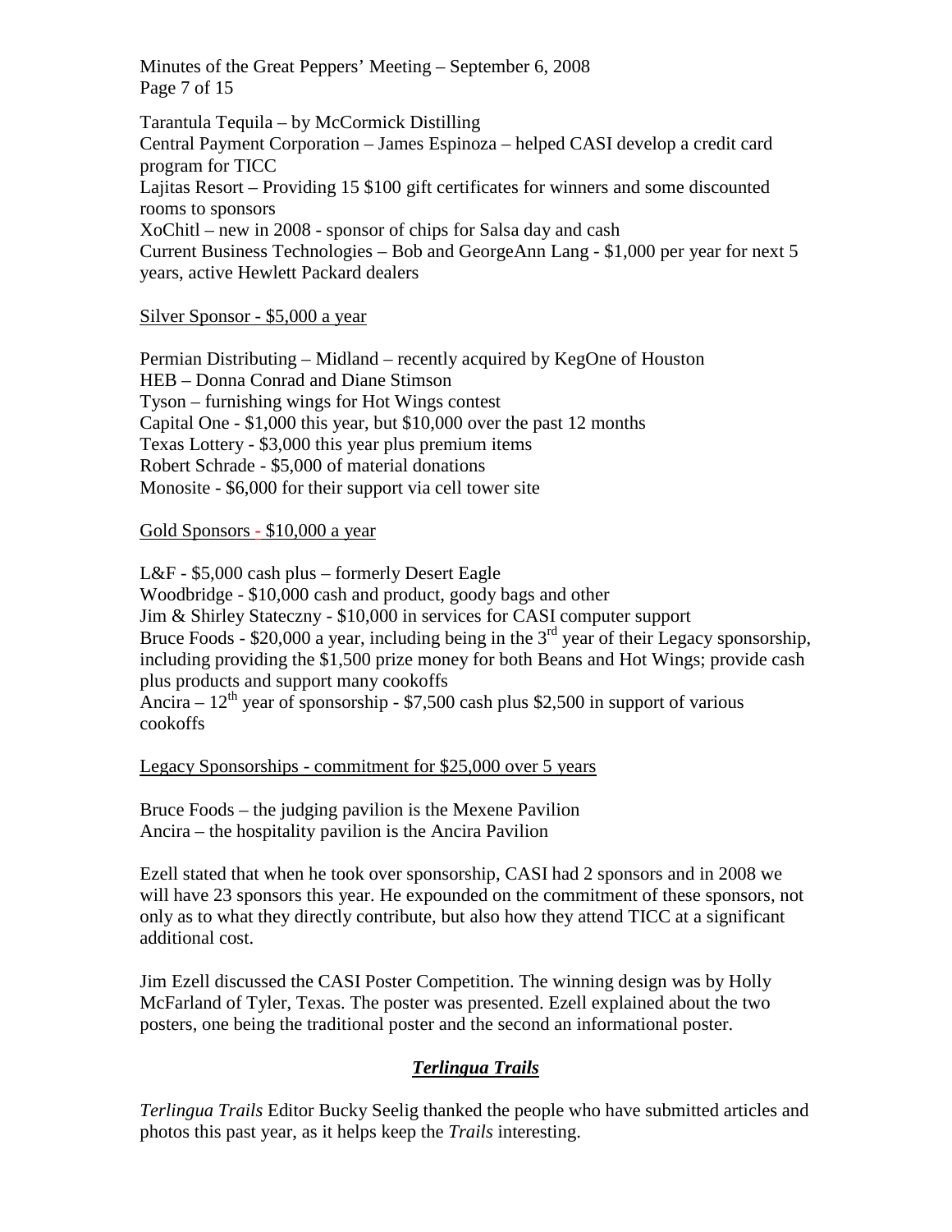Tarantula Tequila – by McCormick Distilling
Central Payment Corporation – James Espinoza – helped CASI develop a credit card program for TICC
Lajitas Resort – Providing 15 $100 gift certificates for winners and some discounted rooms to sponsors
XoChitl – new in 2008 - sponsor of chips for Salsa day and cash
Current Business Technologies – Bob and GeorgeAnn Lang - $1,000 per year for next 5 years, active Hewlett Packard dealers

<u>Silver Sponsor - $5,000 a year</u>

Permian Distributing – Midland – recently acquired by KegOne of Houston
HEB – Donna Conrad and Diane Stimson
Tyson – furnishing wings for Hot Wings contest
Capital One - $1,000 this year, but $10,000 over the past 12 months
Texas Lottery - $3,000 this year plus premium items
Robert Schrade - $5,000 of material donations
Monosite - $6,000 for their support via cell tower site

<u>Gold Sponsors - $10,000 a year</u>

L&F - $5,000 cash plus – formerly Desert Eagle
Woodbridge - $10,000 cash and product, goody bags and other
Jim & Shirley Stateczny - $10,000 in services for CASI computer support
Bruce Foods - $20,000 a year, including being in the 3rd year of their Legacy sponsorship, including providing the $1,500 prize money for both Beans and Hot Wings; provide cash plus products and support many cookoffs
Ancira – 12th year of sponsorship - $7,500 cash plus $2,500 in support of various cookoffs

<u>Legacy Sponsorships - commitment for $25,000 over 5 years</u>

Bruce Foods – the judging pavilion is the Mexene Pavilion
Ancira – the hospitality pavilion is the Ancira Pavilion

Ezell stated that when he took over sponsorship, CASI had 2 sponsors and in 2008 we will have 23 sponsors this year. He expounded on the commitment of these sponsors, not only as to what they directly contribute, but also how they attend TICC at a significant additional cost.

Jim Ezell discussed the CASI Poster Competition. The winning design was by Holly McFarland of Tyler, Texas. The poster was presented. Ezell explained about the two posters, one being the traditional poster and the second an informational poster.

## ***Terlingua Trails***

*Terlingua Trails* Editor Bucky Seelig thanked the people who have submitted articles and photos this past year, as it helps keep the *Trails* interesting.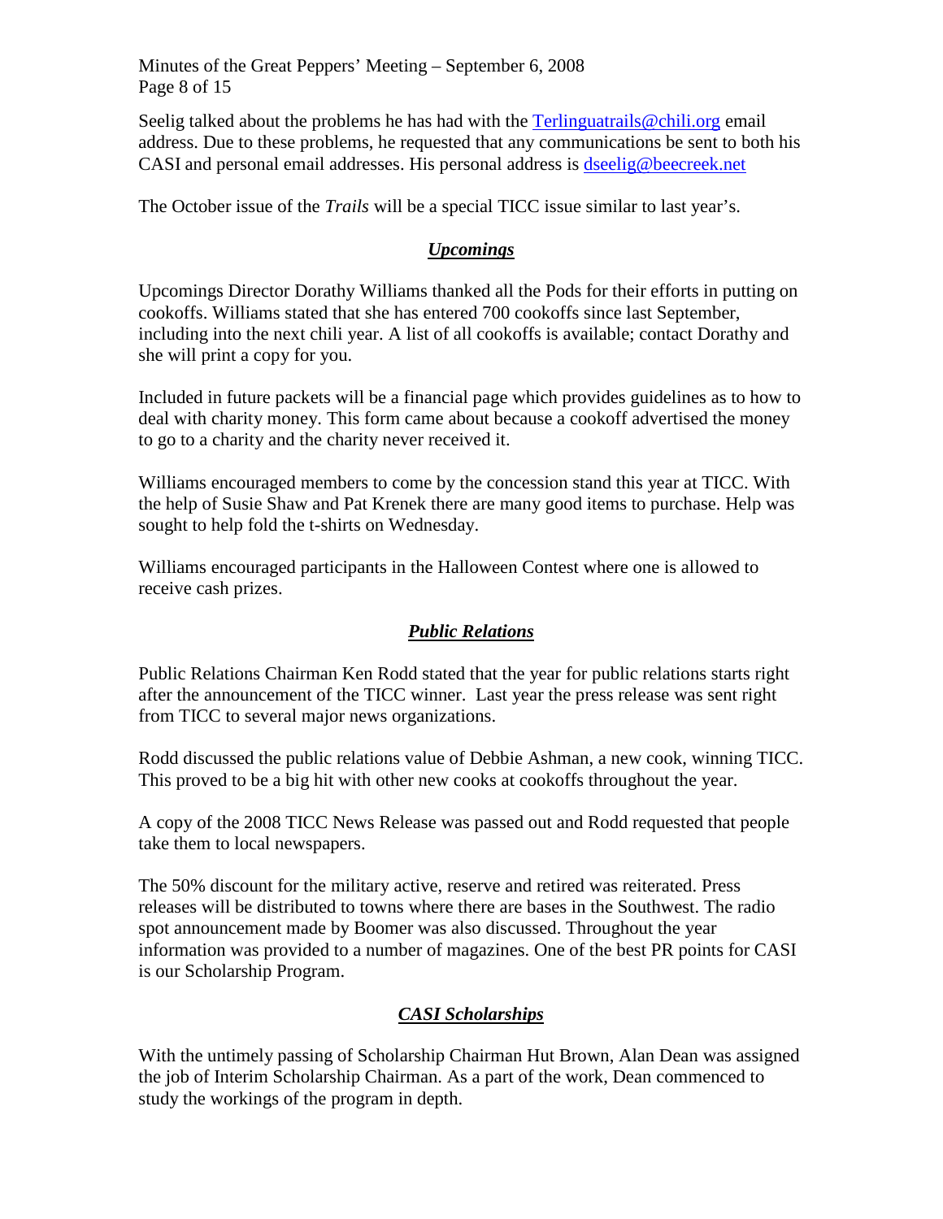Seelig talked about the problems he has had with the Terlinguatrails@chili.org email address. Due to these problems, he requested that any communications be sent to both his CASI and personal email addresses. His personal address is dseelig@beecreek.net

The October issue of the *Trails* will be a special TICC issue similar to last year's.

## ***Upcomings***

Upcomings Director Dorathy Williams thanked all the Pods for their efforts in putting on cookoffs. Williams stated that she has entered 700 cookoffs since last September, including into the next chili year. A list of all cookoffs is available; contact Dorathy and she will print a copy for you.

Included in future packets will be a financial page which provides guidelines as to how to deal with charity money. This form came about because a cookoff advertised the money to go to a charity and the charity never received it.

Williams encouraged members to come by the concession stand this year at TICC. With the help of Susie Shaw and Pat Krenek there are many good items to purchase. Help was sought to help fold the t-shirts on Wednesday.

Williams encouraged participants in the Halloween Contest where one is allowed to receive cash prizes.

## ***Public Relations***

Public Relations Chairman Ken Rodd stated that the year for public relations starts right after the announcement of the TICC winner. Last year the press release was sent right from TICC to several major news organizations.

Rodd discussed the public relations value of Debbie Ashman, a new cook, winning TICC. This proved to be a big hit with other new cooks at cookoffs throughout the year.

A copy of the 2008 TICC News Release was passed out and Rodd requested that people take them to local newspapers.

The 50% discount for the military active, reserve and retired was reiterated. Press releases will be distributed to towns where there are bases in the Southwest. The radio spot announcement made by Boomer was also discussed. Throughout the year information was provided to a number of magazines. One of the best PR points for CASI is our Scholarship Program.

## ***CASI Scholarships***

With the untimely passing of Scholarship Chairman Hut Brown, Alan Dean was assigned the job of Interim Scholarship Chairman. As a part of the work, Dean commenced to study the workings of the program in depth.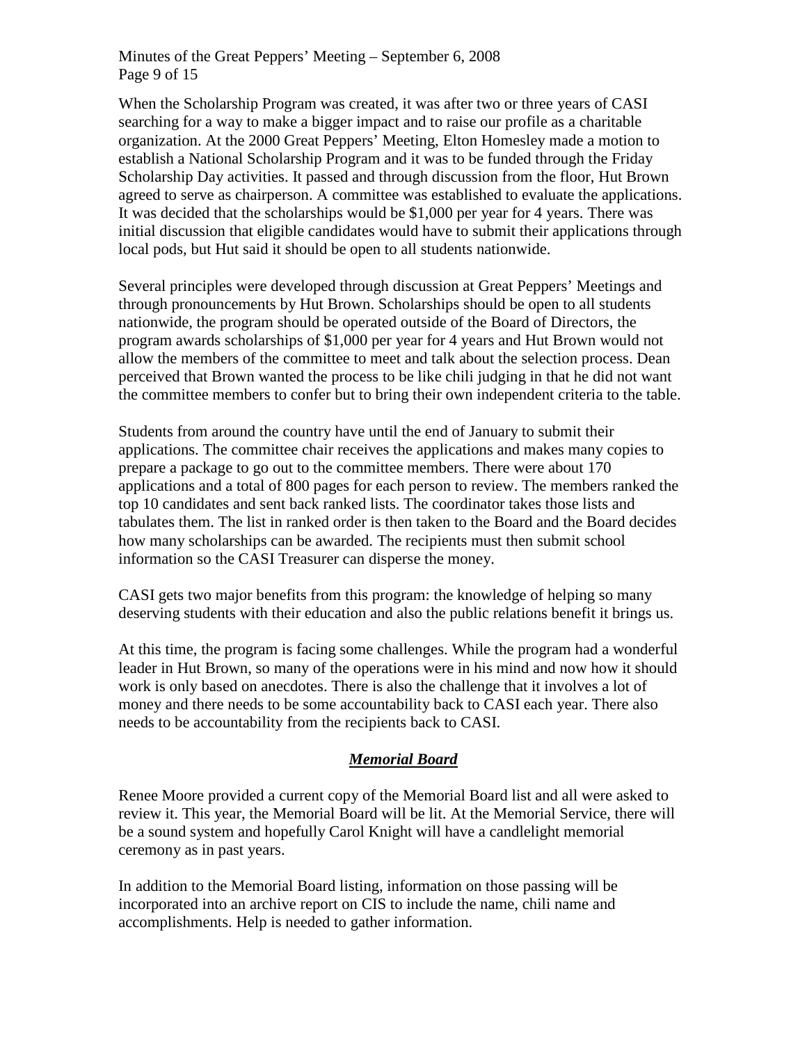When the Scholarship Program was created, it was after two or three years of CASI searching for a way to make a bigger impact and to raise our profile as a charitable organization. At the 2000 Great Peppers' Meeting, Elton Homesley made a motion to establish a National Scholarship Program and it was to be funded through the Friday Scholarship Day activities. It passed and through discussion from the floor, Hut Brown agreed to serve as chairperson. A committee was established to evaluate the applications. It was decided that the scholarships would be $1,000 per year for 4 years. There was initial discussion that eligible candidates would have to submit their applications through local pods, but Hut said it should be open to all students nationwide.

Several principles were developed through discussion at Great Peppers' Meetings and through pronouncements by Hut Brown. Scholarships should be open to all students nationwide, the program should be operated outside of the Board of Directors, the program awards scholarships of $1,000 per year for 4 years and Hut Brown would not allow the members of the committee to meet and talk about the selection process. Dean perceived that Brown wanted the process to be like chili judging in that he did not want the committee members to confer but to bring their own independent criteria to the table.

Students from around the country have until the end of January to submit their applications. The committee chair receives the applications and makes many copies to prepare a package to go out to the committee members. There were about 170 applications and a total of 800 pages for each person to review. The members ranked the top 10 candidates and sent back ranked lists. The coordinator takes those lists and tabulates them. The list in ranked order is then taken to the Board and the Board decides how many scholarships can be awarded. The recipients must then submit school information so the CASI Treasurer can disperse the money.

CASI gets two major benefits from this program: the knowledge of helping so many deserving students with their education and also the public relations benefit it brings us.

At this time, the program is facing some challenges. While the program had a wonderful leader in Hut Brown, so many of the operations were in his mind and now how it should work is only based on anecdotes. There is also the challenge that it involves a lot of money and there needs to be some accountability back to CASI each year. There also needs to be accountability from the recipients back to CASI.

## ***Memorial Board***

Renee Moore provided a current copy of the Memorial Board list and all were asked to review it. This year, the Memorial Board will be lit. At the Memorial Service, there will be a sound system and hopefully Carol Knight will have a candlelight memorial ceremony as in past years.

In addition to the Memorial Board listing, information on those passing will be incorporated into an archive report on CIS to include the name, chili name and accomplishments. Help is needed to gather information.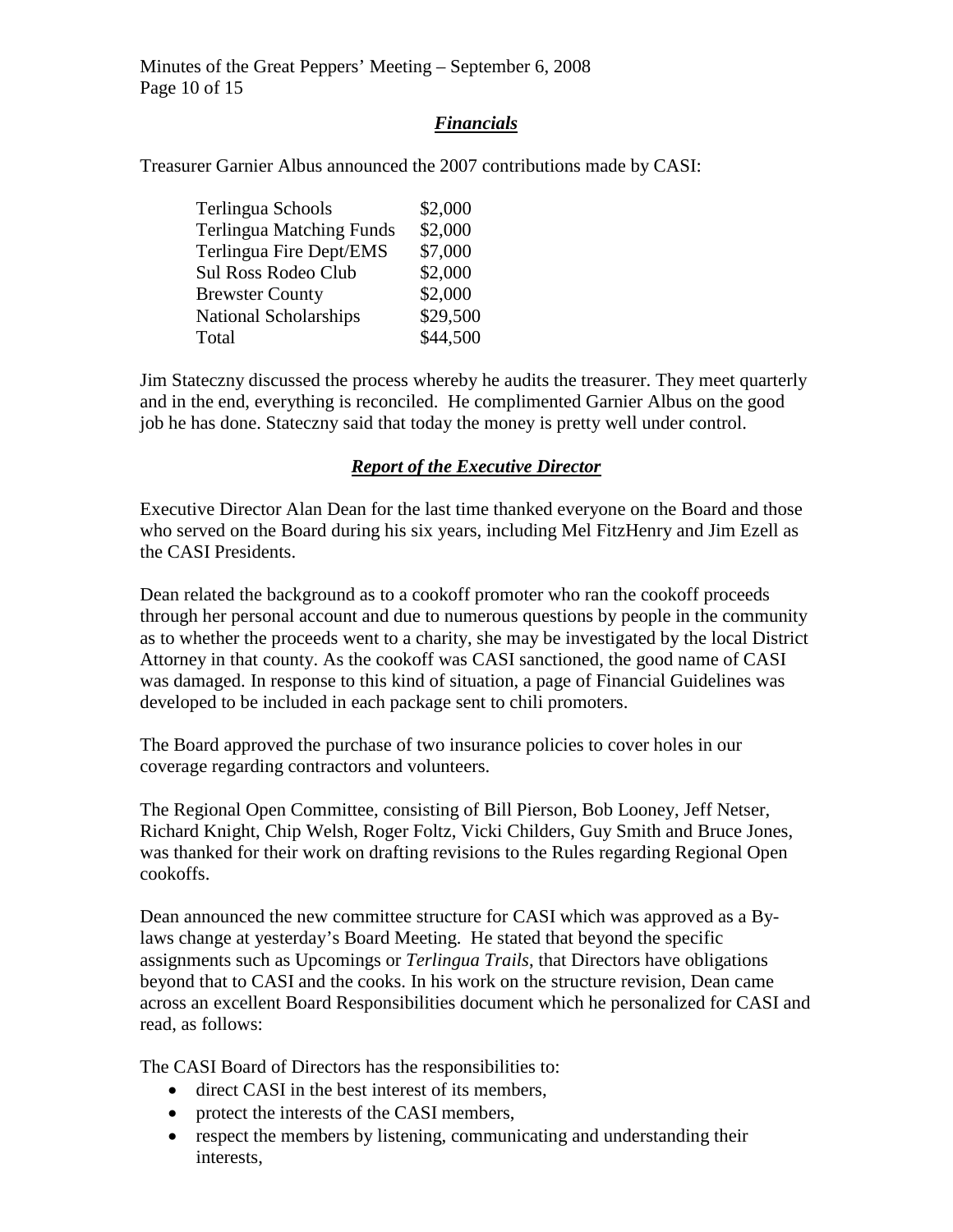## *Financials*

Treasurer Garnier Albus announced the 2007 contributions made by CASI:

| | |
|---|---|
| Terlingua Schools | \$2,000 |
| Terlingua Matching Funds | \$2,000 |
| Terlingua Fire Dept/EMS | \$7,000 |
| Sul Ross Rodeo Club | \$2,000 |
| Brewster County | \$2,000 |
| National Scholarships | \$29,500 |
| Total | \$44,500 |

Jim Stateczny discussed the process whereby he audits the treasurer. They meet quarterly and in the end, everything is reconciled. He complimented Garnier Albus on the good job he has done. Stateczny said that today the money is pretty well under control.

## *Report of the Executive Director*

Executive Director Alan Dean for the last time thanked everyone on the Board and those who served on the Board during his six years, including Mel FitzHenry and Jim Ezell as the CASI Presidents.

Dean related the background as to a cookoff promoter who ran the cookoff proceeds through her personal account and due to numerous questions by people in the community as to whether the proceeds went to a charity, she may be investigated by the local District Attorney in that county. As the cookoff was CASI sanctioned, the good name of CASI was damaged. In response to this kind of situation, a page of Financial Guidelines was developed to be included in each package sent to chili promoters.

The Board approved the purchase of two insurance policies to cover holes in our coverage regarding contractors and volunteers.

The Regional Open Committee, consisting of Bill Pierson, Bob Looney, Jeff Netser, Richard Knight, Chip Welsh, Roger Foltz, Vicki Childers, Guy Smith and Bruce Jones, was thanked for their work on drafting revisions to the Rules regarding Regional Open cookoffs.

Dean announced the new committee structure for CASI which was approved as a By-laws change at yesterday's Board Meeting. He stated that beyond the specific assignments such as Upcomings or *Terlingua Trails*, that Directors have obligations beyond that to CASI and the cooks. In his work on the structure revision, Dean came across an excellent Board Responsibilities document which he personalized for CASI and read, as follows:

The CASI Board of Directors has the responsibilities to:

- direct CASI in the best interest of its members,
- protect the interests of the CASI members,
- respect the members by listening, communicating and understanding their interests,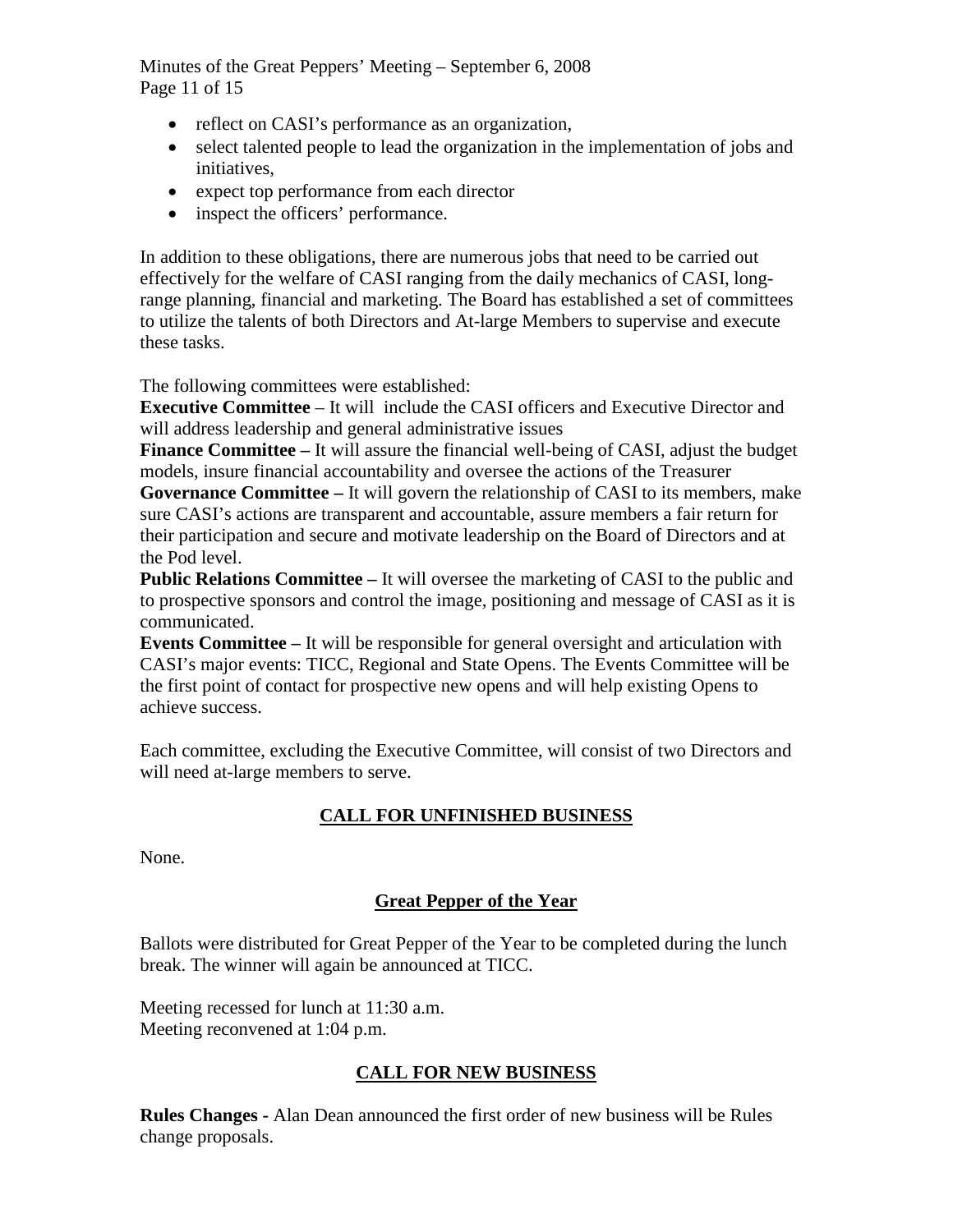- reflect on CASI's performance as an organization,
- select talented people to lead the organization in the implementation of jobs and initiatives,
- expect top performance from each director
- inspect the officers' performance.

In addition to these obligations, there are numerous jobs that need to be carried out effectively for the welfare of CASI ranging from the daily mechanics of CASI, long-range planning, financial and marketing. The Board has established a set of committees to utilize the talents of both Directors and At-large Members to supervise and execute these tasks.

The following committees were established:
**Executive Committee** – It will include the CASI officers and Executive Director and will address leadership and general administrative issues
**Finance Committee –** It will assure the financial well-being of CASI, adjust the budget models, insure financial accountability and oversee the actions of the Treasurer
**Governance Committee –** It will govern the relationship of CASI to its members, make sure CASI's actions are transparent and accountable, assure members a fair return for their participation and secure and motivate leadership on the Board of Directors and at the Pod level.
**Public Relations Committee –** It will oversee the marketing of CASI to the public and to prospective sponsors and control the image, positioning and message of CASI as it is communicated.
**Events Committee –** It will be responsible for general oversight and articulation with CASI's major events: TICC, Regional and State Opens. The Events Committee will be the first point of contact for prospective new opens and will help existing Opens to achieve success.

Each committee, excluding the Executive Committee, will consist of two Directors and will need at-large members to serve.

## CALL FOR UNFINISHED BUSINESS

None.

## Great Pepper of the Year

Ballots were distributed for Great Pepper of the Year to be completed during the lunch break. The winner will again be announced at TICC.

Meeting recessed for lunch at 11:30 a.m.
Meeting reconvened at 1:04 p.m.

## CALL FOR NEW BUSINESS

**Rules Changes -** Alan Dean announced the first order of new business will be Rules change proposals.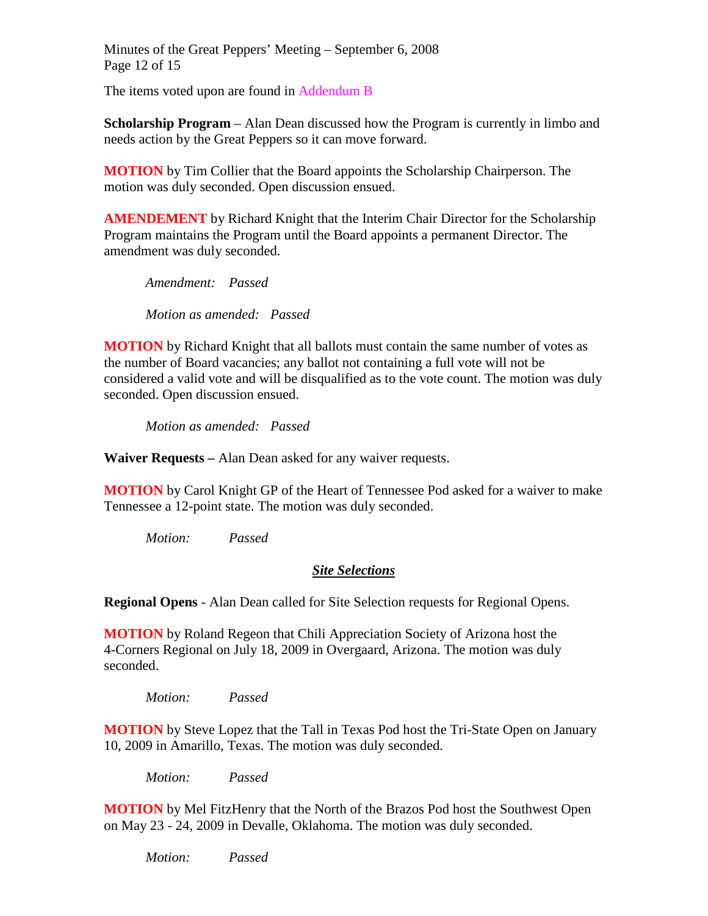The items voted upon are found in Addendum B

**Scholarship Program** – Alan Dean discussed how the Program is currently in limbo and needs action by the Great Peppers so it can move forward.

**MOTION** by Tim Collier that the Board appoints the Scholarship Chairperson. The motion was duly seconded. Open discussion ensued.

**AMENDEMENT** by Richard Knight that the Interim Chair Director for the Scholarship Program maintains the Program until the Board appoints a permanent Director. The amendment was duly seconded.

*Amendment: Passed*

*Motion as amended: Passed*

**MOTION** by Richard Knight that all ballots must contain the same number of votes as the number of Board vacancies; any ballot not containing a full vote will not be considered a valid vote and will be disqualified as to the vote count. The motion was duly seconded. Open discussion ensued.

*Motion as amended: Passed*

**Waiver Requests –** Alan Dean asked for any waiver requests.

**MOTION** by Carol Knight GP of the Heart of Tennessee Pod asked for a waiver to make Tennessee a 12-point state. The motion was duly seconded.

*Motion: Passed*

## ***Site Selections***

**Regional Opens** - Alan Dean called for Site Selection requests for Regional Opens.

**MOTION** by Roland Regeon that Chili Appreciation Society of Arizona host the 4-Corners Regional on July 18, 2009 in Overgaard, Arizona. The motion was duly seconded.

*Motion: Passed*

**MOTION** by Steve Lopez that the Tall in Texas Pod host the Tri-State Open on January 10, 2009 in Amarillo, Texas. The motion was duly seconded.

*Motion: Passed*

**MOTION** by Mel FitzHenry that the North of the Brazos Pod host the Southwest Open on May 23 - 24, 2009 in Devalle, Oklahoma. The motion was duly seconded.

*Motion: Passed*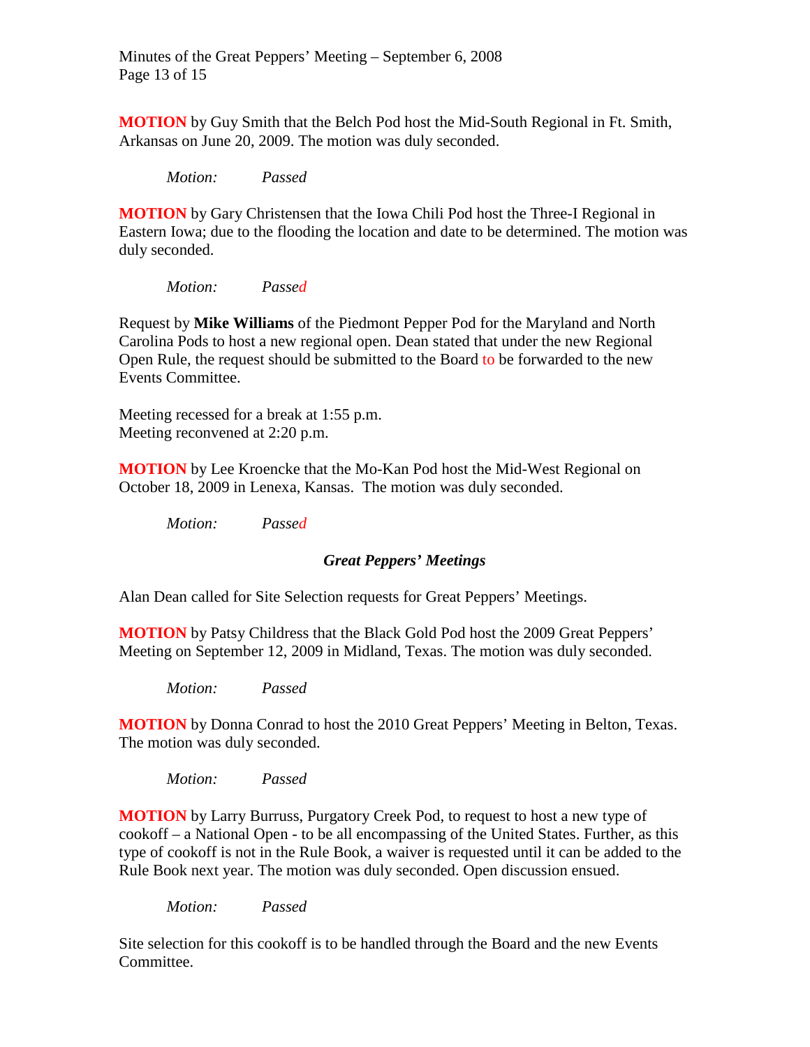**MOTION** by Guy Smith that the Belch Pod host the Mid-South Regional in Ft. Smith, Arkansas on June 20, 2009. The motion was duly seconded.

*Motion: Passed*

**MOTION** by Gary Christensen that the Iowa Chili Pod host the Three-I Regional in Eastern Iowa; due to the flooding the location and date to be determined. The motion was duly seconded.

*Motion: Passed*

Request by **Mike Williams** of the Piedmont Pepper Pod for the Maryland and North Carolina Pods to host a new regional open. Dean stated that under the new Regional Open Rule, the request should be submitted to the Board to be forwarded to the new Events Committee.

Meeting recessed for a break at 1:55 p.m.
Meeting reconvened at 2:20 p.m.

**MOTION** by Lee Kroencke that the Mo-Kan Pod host the Mid-West Regional on October 18, 2009 in Lenexa, Kansas. The motion was duly seconded.

*Motion: Passed*

### *Great Peppers' Meetings*

Alan Dean called for Site Selection requests for Great Peppers' Meetings.

**MOTION** by Patsy Childress that the Black Gold Pod host the 2009 Great Peppers' Meeting on September 12, 2009 in Midland, Texas. The motion was duly seconded.

*Motion: Passed*

**MOTION** by Donna Conrad to host the 2010 Great Peppers' Meeting in Belton, Texas. The motion was duly seconded.

*Motion: Passed*

**MOTION** by Larry Burruss, Purgatory Creek Pod, to request to host a new type of cookoff – a National Open - to be all encompassing of the United States. Further, as this type of cookoff is not in the Rule Book, a waiver is requested until it can be added to the Rule Book next year. The motion was duly seconded. Open discussion ensued.

*Motion: Passed*

Site selection for this cookoff is to be handled through the Board and the new Events Committee.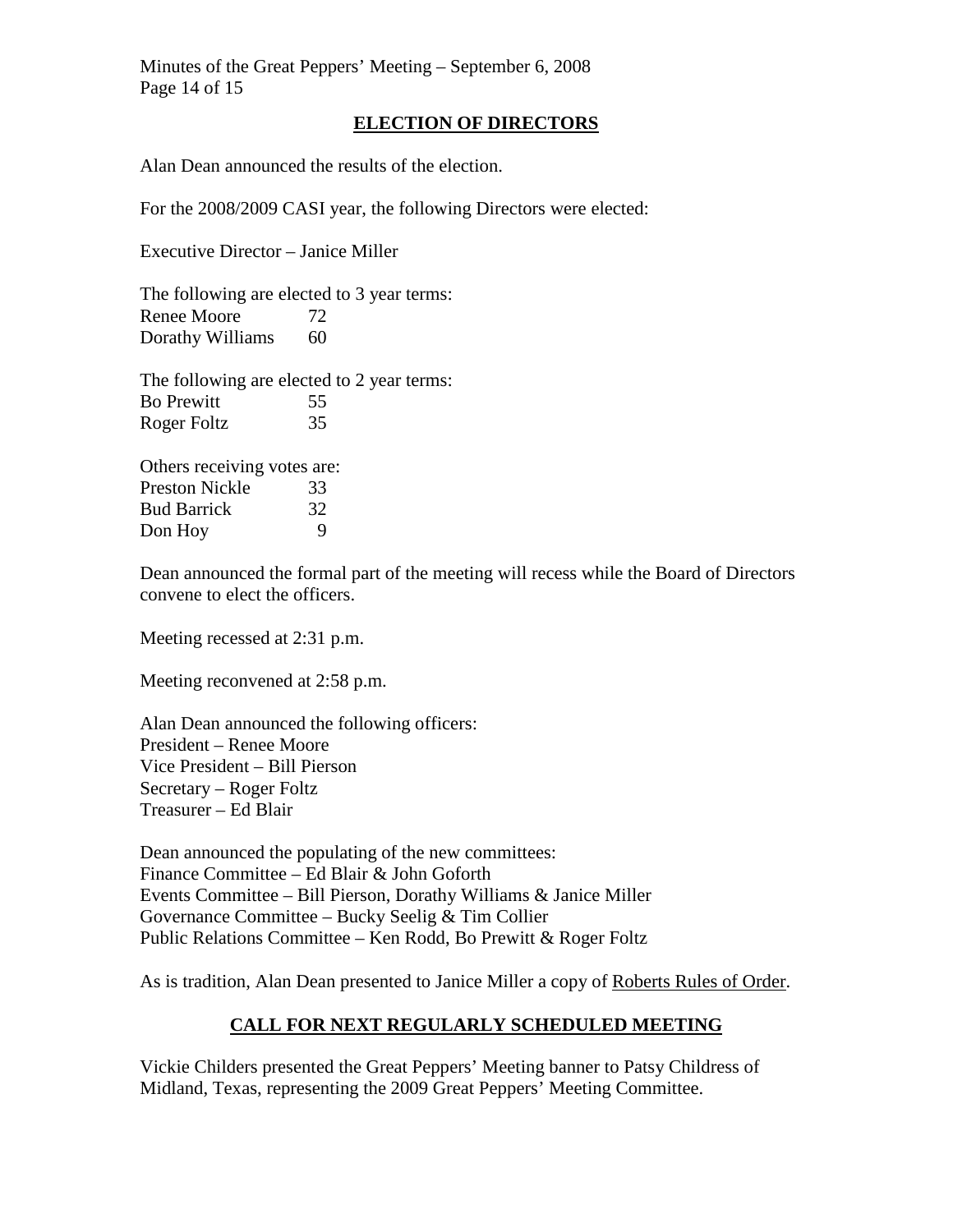## ELECTION OF DIRECTORS

Alan Dean announced the results of the election.

For the 2008/2009 CASI year, the following Directors were elected:

Executive Director – Janice Miller

The following are elected to 3 year terms:

| | |
|---|---|
| Renee Moore | 72 |
| Dorathy Williams | 60 |

The following are elected to 2 year terms:

| | |
|---|---|
| Bo Prewitt | 55 |
| Roger Foltz | 35 |

Others receiving votes are:

| | |
|---|---|
| Preston Nickle | 33 |
| Bud Barrick | 32 |
| Don Hoy | 9 |

Dean announced the formal part of the meeting will recess while the Board of Directors convene to elect the officers.

Meeting recessed at 2:31 p.m.

Meeting reconvened at 2:58 p.m.

Alan Dean announced the following officers:
President – Renee Moore
Vice President – Bill Pierson
Secretary – Roger Foltz
Treasurer – Ed Blair

Dean announced the populating of the new committees:
Finance Committee – Ed Blair & John Goforth
Events Committee – Bill Pierson, Dorathy Williams & Janice Miller
Governance Committee – Bucky Seelig & Tim Collier
Public Relations Committee – Ken Rodd, Bo Prewitt & Roger Foltz

As is tradition, Alan Dean presented to Janice Miller a copy of Roberts Rules of Order.

## CALL FOR NEXT REGULARLY SCHEDULED MEETING

Vickie Childers presented the Great Peppers' Meeting banner to Patsy Childress of Midland, Texas, representing the 2009 Great Peppers' Meeting Committee.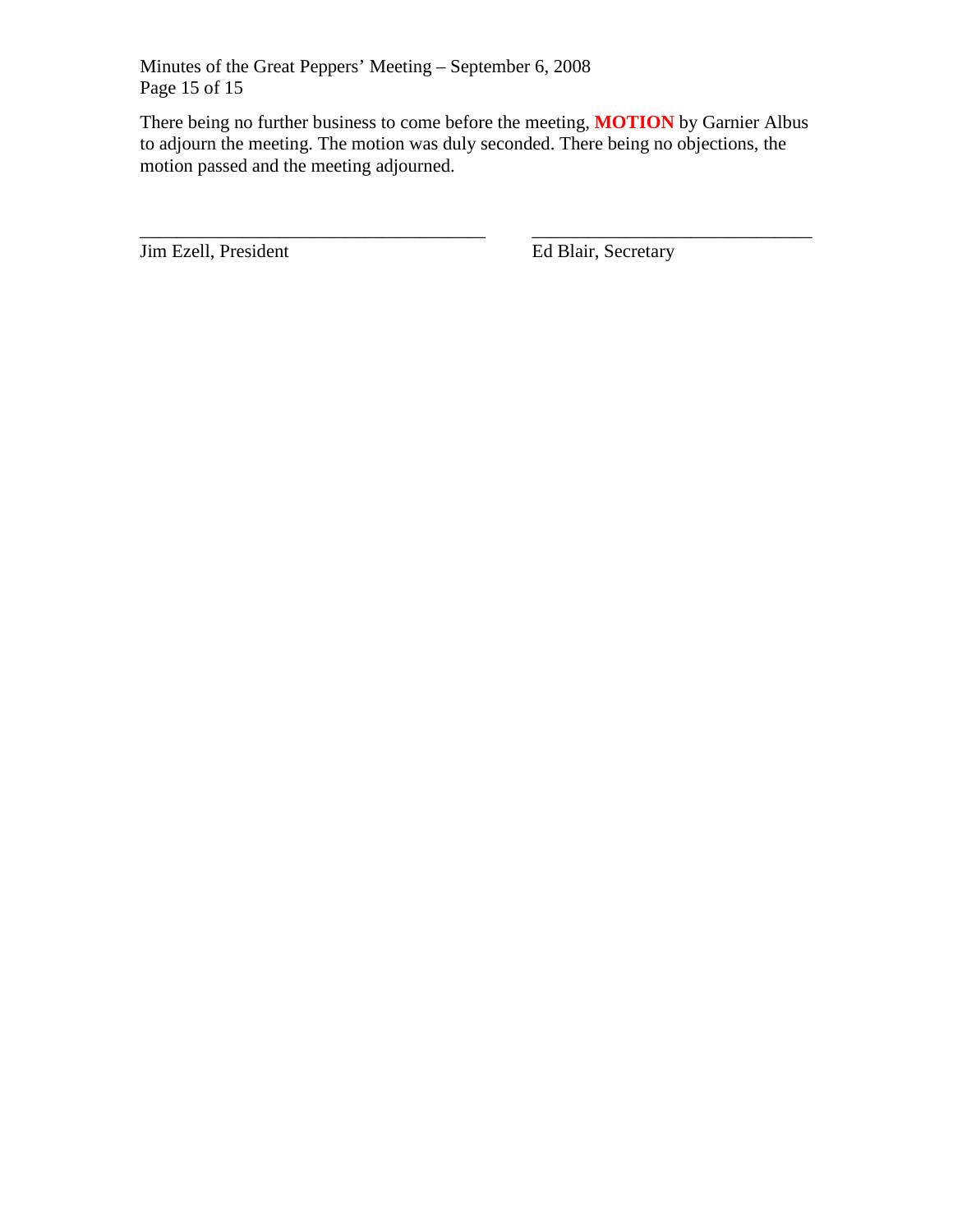There being no further business to come before the meeting, **MOTION** by Garnier Albus to adjourn the meeting. The motion was duly seconded. There being no objections, the motion passed and the meeting adjourned.

______________________________________ ______________________________

Jim Ezell, President Ed Blair, Secretary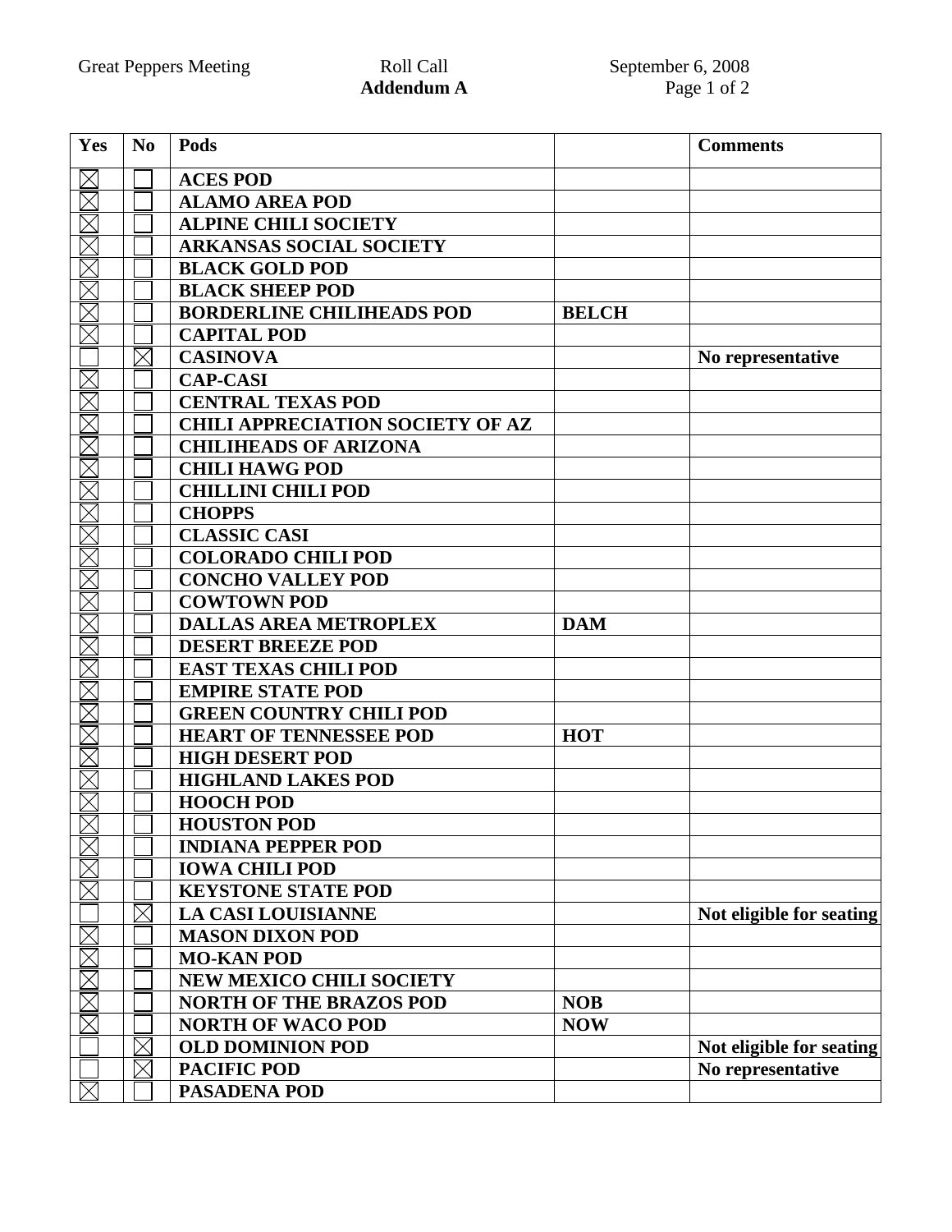Great Peppers Meeting Roll Call September 6, 2008

**Addendum A**

| Yes | No | Pods | | Comments |
|---|---|---|---|---|
| ☒ | ☐ | **ACES POD** | | |
| ☒ | ☐ | **ALAMO AREA POD** | | |
| ☒ | ☐ | **ALPINE CHILI SOCIETY** | | |
| ☒ | ☐ | **ARKANSAS SOCIAL SOCIETY** | | |
| ☒ | ☐ | **BLACK GOLD POD** | | |
| ☒ | ☐ | **BLACK SHEEP POD** | | |
| ☒ | ☐ | **BORDERLINE CHILIHEADS POD** | **BELCH** | |
| ☒ | ☐ | **CAPITAL POD** | | |
| ☐ | ☒ | **CASINOVA** | | **No representative** |
| ☒ | ☐ | **CAP-CASI** | | |
| ☒ | ☐ | **CENTRAL TEXAS POD** | | |
| ☒ | ☐ | **CHILI APPRECIATION SOCIETY OF AZ** | | |
| ☒ | ☐ | **CHILIHEADS OF ARIZONA** | | |
| ☒ | ☐ | **CHILI HAWG POD** | | |
| ☒ | ☐ | **CHILLINI CHILI POD** | | |
| ☒ | ☐ | **CHOPPS** | | |
| ☒ | ☐ | **CLASSIC CASI** | | |
| ☒ | ☐ | **COLORADO CHILI POD** | | |
| ☒ | ☐ | **CONCHO VALLEY POD** | | |
| ☒ | ☐ | **COWTOWN POD** | | |
| ☒ | ☐ | **DALLAS AREA METROPLEX** | **DAM** | |
| ☒ | ☐ | **DESERT BREEZE POD** | | |
| ☒ | ☐ | **EAST TEXAS CHILI POD** | | |
| ☒ | ☐ | **EMPIRE STATE POD** | | |
| ☒ | ☐ | **GREEN COUNTRY CHILI POD** | | |
| ☒ | ☐ | **HEART OF TENNESSEE POD** | **HOT** | |
| ☒ | ☐ | **HIGH DESERT POD** | | |
| ☒ | ☐ | **HIGHLAND LAKES POD** | | |
| ☒ | ☐ | **HOOCH POD** | | |
| ☒ | ☐ | **HOUSTON POD** | | |
| ☒ | ☐ | **INDIANA PEPPER POD** | | |
| ☒ | ☐ | **IOWA CHILI POD** | | |
| ☒ | ☐ | **KEYSTONE STATE POD** | | |
| ☐ | ☒ | **LA CASI LOUISIANNE** | | **Not eligible for seating** |
| ☒ | ☐ | **MASON DIXON POD** | | |
| ☒ | ☐ | **MO-KAN POD** | | |
| ☒ | ☐ | **NEW MEXICO CHILI SOCIETY** | | |
| ☒ | ☐ | **NORTH OF THE BRAZOS POD** | **NOB** | |
| ☒ | ☐ | **NORTH OF WACO POD** | **NOW** | |
| ☐ | ☒ | **OLD DOMINION POD** | | **Not eligible for seating** |
| ☐ | ☒ | **PACIFIC POD** | | **No representative** |
| ☒ | ☐ | **PASADENA POD** | | |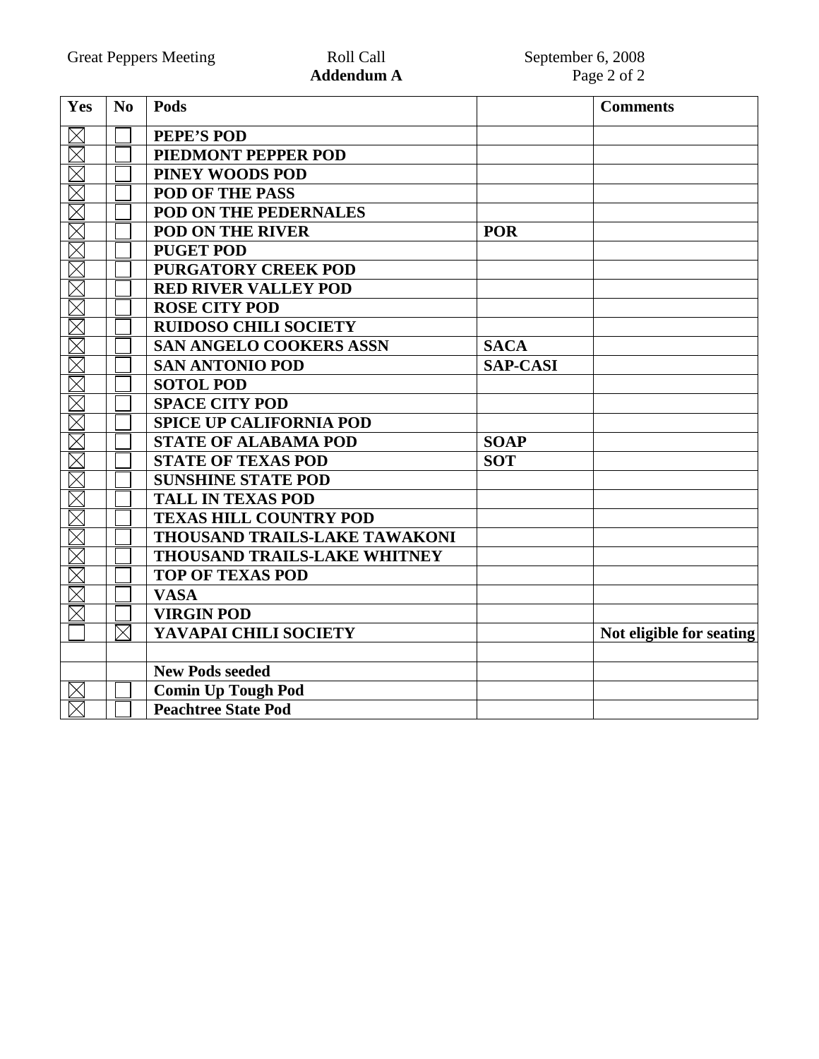Great Peppers Meeting Roll Call September 6, 2008

**Addendum A**

| Yes | No | Pods | | Comments |
|---|---|---|---|---|
| ☒ | ☐ | **PEPE'S POD** | | |
| ☒ | ☐ | **PIEDMONT PEPPER POD** | | |
| ☒ | ☐ | **PINEY WOODS POD** | | |
| ☒ | ☐ | **POD OF THE PASS** | | |
| ☒ | ☐ | **POD ON THE PEDERNALES** | | |
| ☒ | ☐ | **POD ON THE RIVER** | **POR** | |
| ☒ | ☐ | **PUGET POD** | | |
| ☒ | ☐ | **PURGATORY CREEK POD** | | |
| ☒ | ☐ | **RED RIVER VALLEY POD** | | |
| ☒ | ☐ | **ROSE CITY POD** | | |
| ☒ | ☐ | **RUIDOSO CHILI SOCIETY** | | |
| ☒ | ☐ | **SAN ANGELO COOKERS ASSN** | **SACA** | |
| ☒ | ☐ | **SAN ANTONIO POD** | **SAP-CASI** | |
| ☒ | ☐ | **SOTOL POD** | | |
| ☒ | ☐ | **SPACE CITY POD** | | |
| ☒ | ☐ | **SPICE UP CALIFORNIA POD** | | |
| ☒ | ☐ | **STATE OF ALABAMA POD** | **SOAP** | |
| ☒ | ☐ | **STATE OF TEXAS POD** | **SOT** | |
| ☒ | ☐ | **SUNSHINE STATE POD** | | |
| ☒ | ☐ | **TALL IN TEXAS POD** | | |
| ☒ | ☐ | **TEXAS HILL COUNTRY POD** | | |
| ☒ | ☐ | **THOUSAND TRAILS-LAKE TAWAKONI** | | |
| ☒ | ☐ | **THOUSAND TRAILS-LAKE WHITNEY** | | |
| ☒ | ☐ | **TOP OF TEXAS POD** | | |
| ☒ | ☐ | **VASA** | | |
| ☒ | ☐ | **VIRGIN POD** | | |
| ☐ | ☒ | **YAVAPAI CHILI SOCIETY** | | **Not eligible for seating** |
| | | | | |
| | | **New Pods seeded** | | |
| ☒ | ☐ | **Comin Up Tough Pod** | | |
| ☒ | ☐ | **Peachtree State Pod** | | |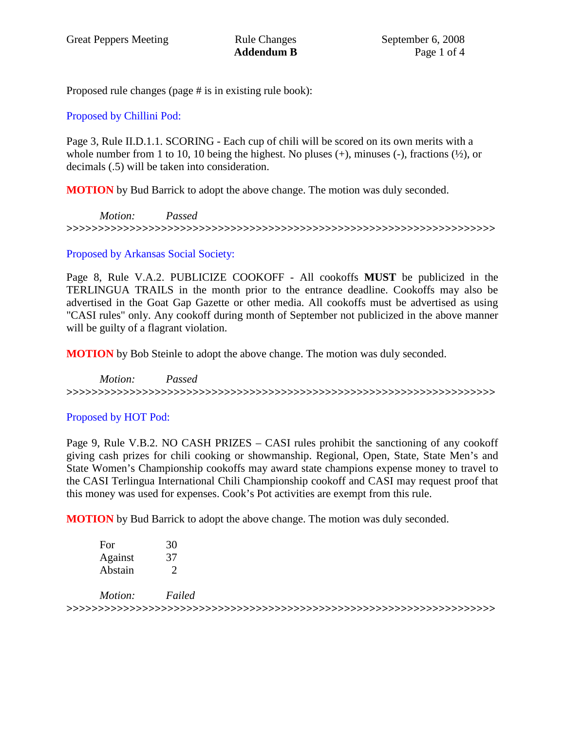Great Peppers Meeting | Rule Changes **Addendum B** | September 6, 2008

Proposed rule changes (page # is in existing rule book):

Proposed by Chillini Pod:

Page 3, Rule II.D.1.1. SCORING - Each cup of chili will be scored on its own merits with a whole number from 1 to 10, 10 being the highest. No pluses (+), minuses (-), fractions (½), or decimals (.5) will be taken into consideration.

**MOTION** by Bud Barrick to adopt the above change. The motion was duly seconded.

*Motion:* *Passed*

>>>>>>>>>>>>>>>>>>>>>>>>>>>>>>>>>>>>>>>>>>>>>>>>>>>>>>>>>>>>>>>>>>>>>>>>>>>

Proposed by Arkansas Social Society:

Page 8, Rule V.A.2. PUBLICIZE COOKOFF - All cookoffs **MUST** be publicized in the TERLINGUA TRAILS in the month prior to the entrance deadline. Cookoffs may also be advertised in the Goat Gap Gazette or other media. All cookoffs must be advertised as using "CASI rules" only. Any cookoff during month of September not publicized in the above manner will be guilty of a flagrant violation.

**MOTION** by Bob Steinle to adopt the above change. The motion was duly seconded.

*Motion:* *Passed*

>>>>>>>>>>>>>>>>>>>>>>>>>>>>>>>>>>>>>>>>>>>>>>>>>>>>>>>>>>>>>>>>>>>>>>>>>>>

Proposed by HOT Pod:

Page 9, Rule V.B.2. NO CASH PRIZES – CASI rules prohibit the sanctioning of any cookoff giving cash prizes for chili cooking or showmanship. Regional, Open, State, State Men's and State Women's Championship cookoffs may award state champions expense money to travel to the CASI Terlingua International Chili Championship cookoff and CASI may request proof that this money was used for expenses. Cook's Pot activities are exempt from this rule.

**MOTION** by Bud Barrick to adopt the above change. The motion was duly seconded.

| | |
|---|---|
| For | 30 |
| Against | 37 |
| Abstain | 2 |

*Motion:* *Failed*

>>>>>>>>>>>>>>>>>>>>>>>>>>>>>>>>>>>>>>>>>>>>>>>>>>>>>>>>>>>>>>>>>>>>>>>>>>>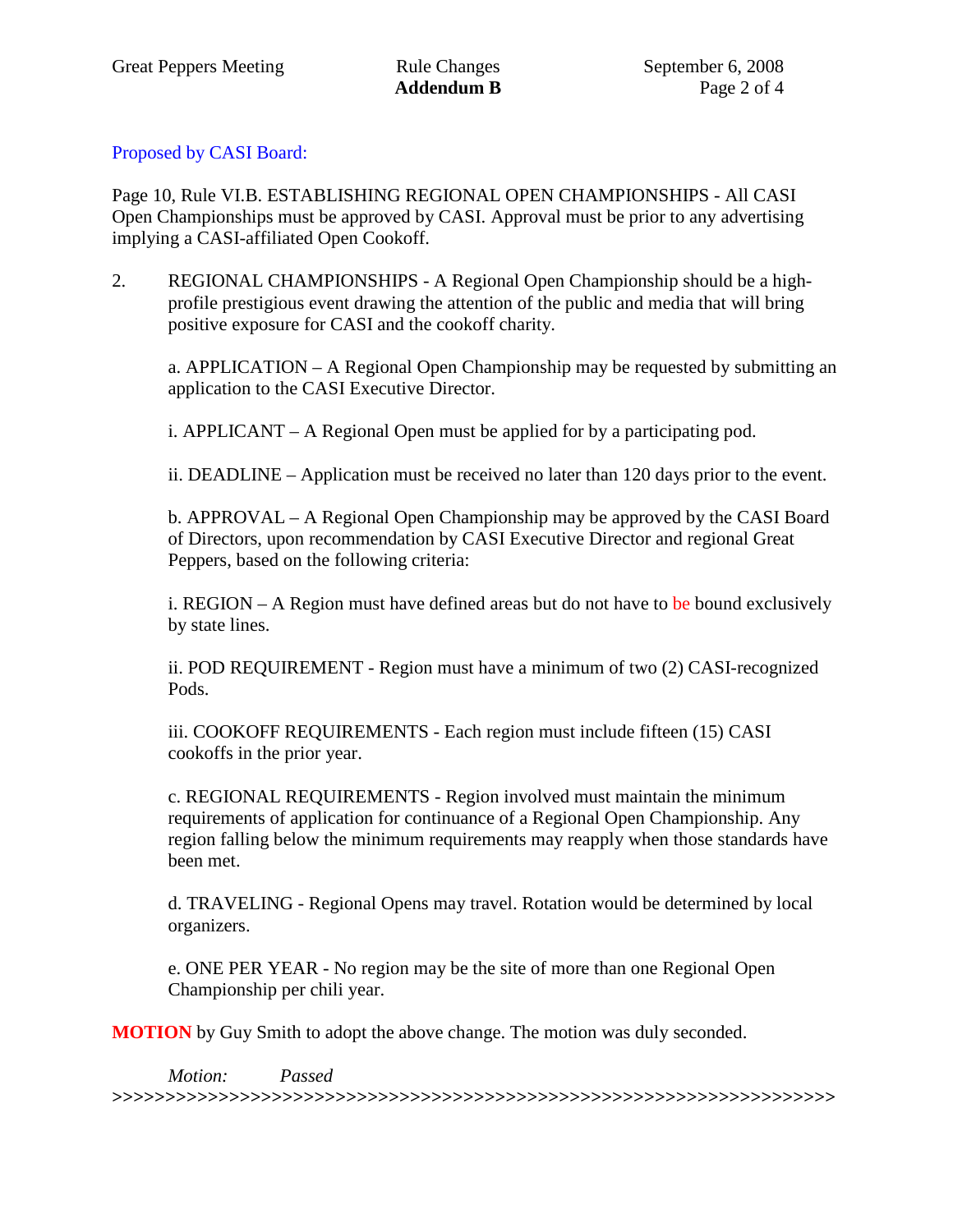Proposed by CASI Board:

Page 10, Rule VI.B. ESTABLISHING REGIONAL OPEN CHAMPIONSHIPS - All CASI Open Championships must be approved by CASI. Approval must be prior to any advertising implying a CASI-affiliated Open Cookoff.

2. REGIONAL CHAMPIONSHIPS - A Regional Open Championship should be a high-profile prestigious event drawing the attention of the public and media that will bring positive exposure for CASI and the cookoff charity.

   a. APPLICATION – A Regional Open Championship may be requested by submitting an application to the CASI Executive Director.

   i. APPLICANT – A Regional Open must be applied for by a participating pod.

   ii. DEADLINE – Application must be received no later than 120 days prior to the event.

   b. APPROVAL – A Regional Open Championship may be approved by the CASI Board of Directors, upon recommendation by CASI Executive Director and regional Great Peppers, based on the following criteria:

   i. REGION – A Region must have defined areas but do not have to be bound exclusively by state lines.

   ii. POD REQUIREMENT - Region must have a minimum of two (2) CASI-recognized Pods.

   iii. COOKOFF REQUIREMENTS - Each region must include fifteen (15) CASI cookoffs in the prior year.

   c. REGIONAL REQUIREMENTS - Region involved must maintain the minimum requirements of application for continuance of a Regional Open Championship. Any region falling below the minimum requirements may reapply when those standards have been met.

   d. TRAVELING - Regional Opens may travel. Rotation would be determined by local organizers.

   e. ONE PER YEAR - No region may be the site of more than one Regional Open Championship per chili year.

**MOTION** by Guy Smith to adopt the above change. The motion was duly seconded.

*Motion: Passed*

>>>>>>>>>>>>>>>>>>>>>>>>>>>>>>>>>>>>>>>>>>>>>>>>>>>>>>>>>>>>>>>>>>>>>>>>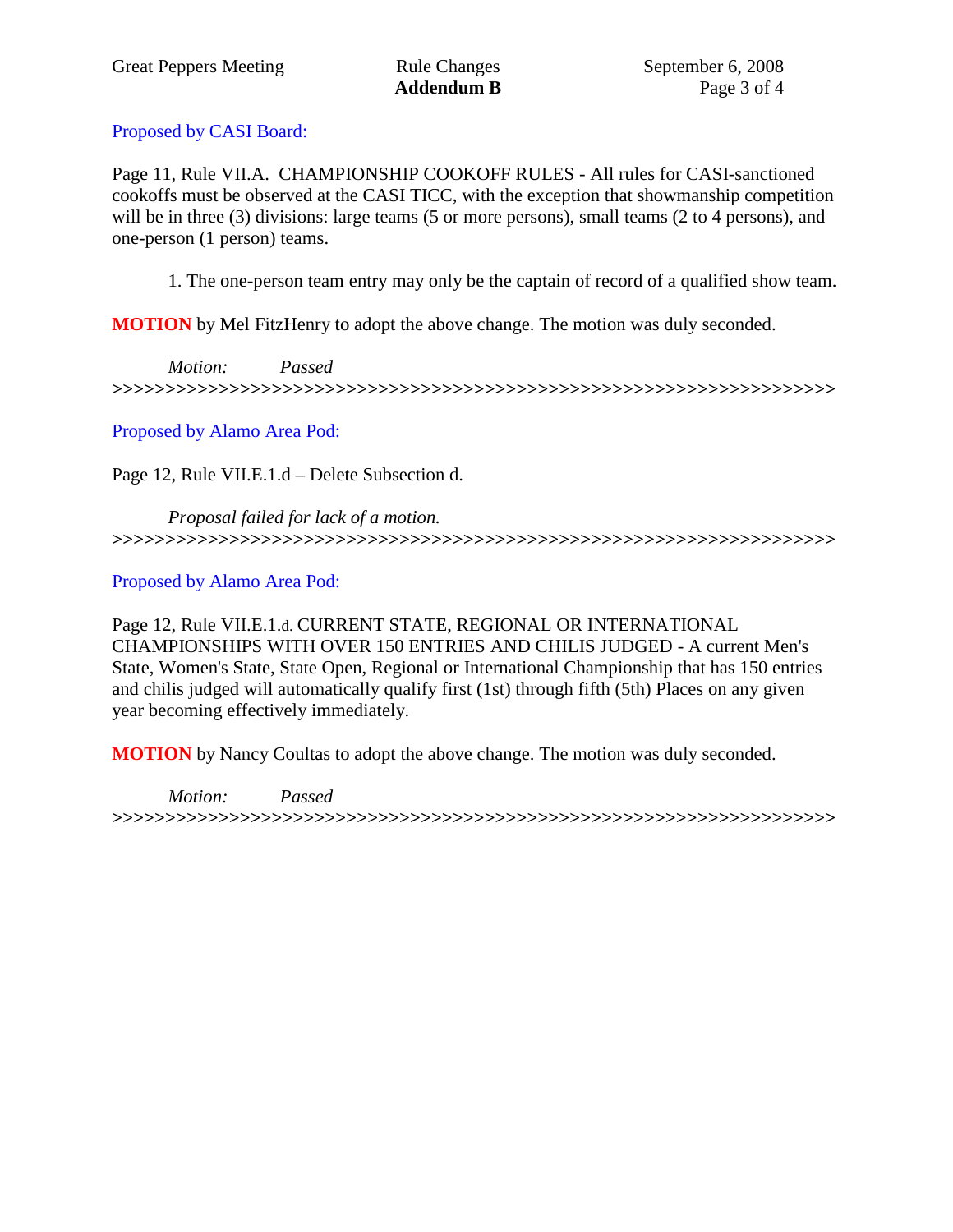Proposed by CASI Board:

Page 11, Rule VII.A. CHAMPIONSHIP COOKOFF RULES - All rules for CASI-sanctioned cookoffs must be observed at the CASI TICC, with the exception that showmanship competition will be in three (3) divisions: large teams (5 or more persons), small teams (2 to 4 persons), and one-person (1 person) teams.

1. The one-person team entry may only be the captain of record of a qualified show team.

**MOTION** by Mel FitzHenry to adopt the above change. The motion was duly seconded.

*Motion: Passed*

>>>>>>>>>>>>>>>>>>>>>>>>>>>>>>>>>>>>>>>>>>>>>>>>>>>>>>>>>>>>>>>>>>>>>>>

Proposed by Alamo Area Pod:

Page 12, Rule VII.E.1.d – Delete Subsection d.

*Proposal failed for lack of a motion.*

>>>>>>>>>>>>>>>>>>>>>>>>>>>>>>>>>>>>>>>>>>>>>>>>>>>>>>>>>>>>>>>>>>>>>>>

Proposed by Alamo Area Pod:

Page 12, Rule VII.E.1.d. CURRENT STATE, REGIONAL OR INTERNATIONAL CHAMPIONSHIPS WITH OVER 150 ENTRIES AND CHILIS JUDGED - A current Men's State, Women's State, State Open, Regional or International Championship that has 150 entries and chilis judged will automatically qualify first (1st) through fifth (5th) Places on any given year becoming effectively immediately.

**MOTION** by Nancy Coultas to adopt the above change. The motion was duly seconded.

*Motion: Passed*

>>>>>>>>>>>>>>>>>>>>>>>>>>>>>>>>>>>>>>>>>>>>>>>>>>>>>>>>>>>>>>>>>>>>>>>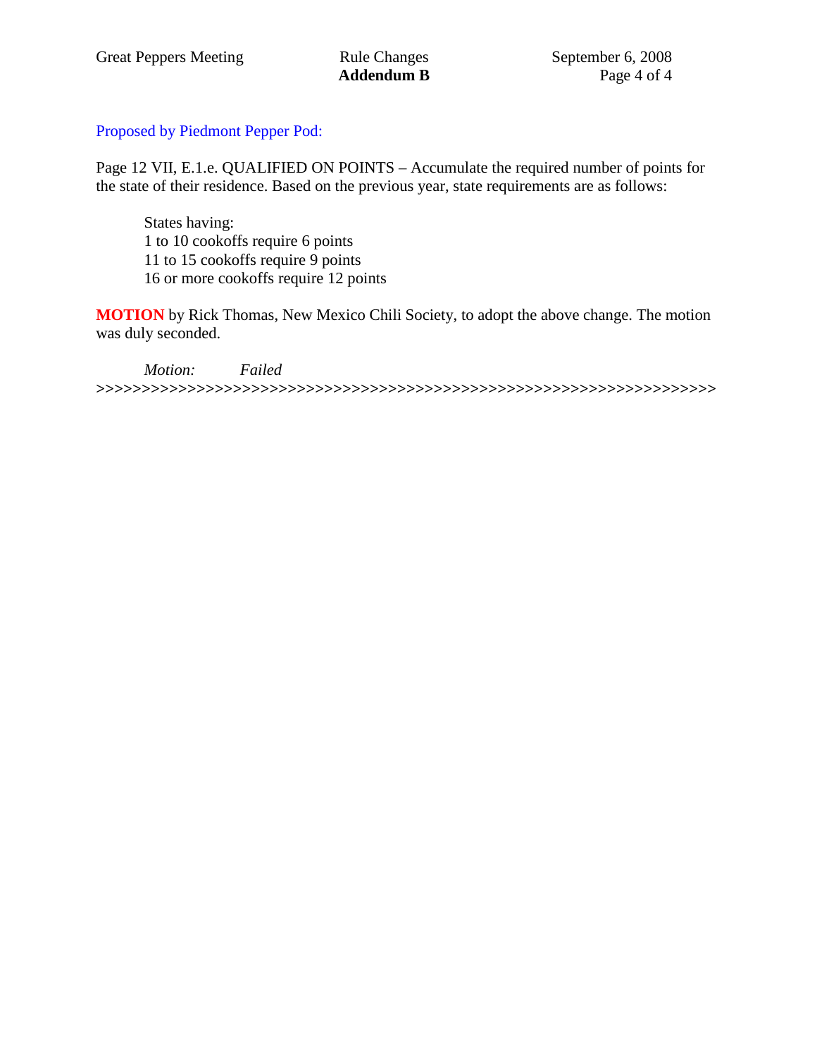Proposed by Piedmont Pepper Pod:

Page 12 VII, E.1.e. QUALIFIED ON POINTS – Accumulate the required number of points for the state of their residence. Based on the previous year, state requirements are as follows:

> States having:
> 1 to 10 cookoffs require 6 points
> 11 to 15 cookoffs require 9 points
> 16 or more cookoffs require 12 points

**MOTION** by Rick Thomas, New Mexico Chili Society, to adopt the above change. The motion was duly seconded.

> *Motion: Failed*

>>>>>>>>>>>>>>>>>>>>>>>>>>>>>>>>>>>>>>>>>>>>>>>>>>>>>>>>>>>>>>>>>>>>>>>>>>>>